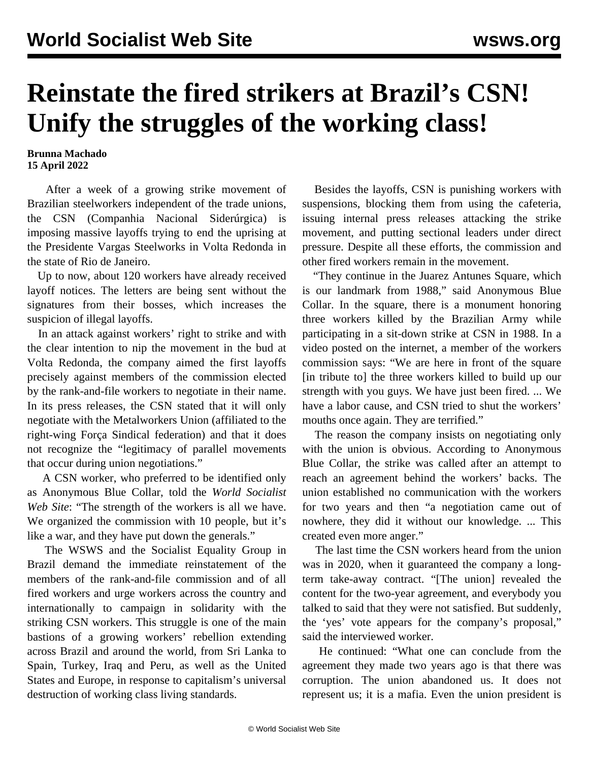# Reinstate the fired strikers at Brazil's CSN! Unify the struggles of the working class!

**Brunna Machado**
**15 April 2022**

After a week of a growing strike movement of Brazilian steelworkers independent of the trade unions, the CSN (Companhia Nacional Siderúrgica) is imposing massive layoffs trying to end the uprising at the Presidente Vargas Steelworks in Volta Redonda in the state of Rio de Janeiro.

Up to now, about 120 workers have already received layoff notices. The letters are being sent without the signatures from their bosses, which increases the suspicion of illegal layoffs.

In an attack against workers' right to strike and with the clear intention to nip the movement in the bud at Volta Redonda, the company aimed the first layoffs precisely against members of the commission elected by the rank-and-file workers to negotiate in their name. In its press releases, the CSN stated that it will only negotiate with the Metalworkers Union (affiliated to the right-wing Força Sindical federation) and that it does not recognize the "legitimacy of parallel movements that occur during union negotiations."

A CSN worker, who preferred to be identified only as Anonymous Blue Collar, told the *World Socialist Web Site*: "The strength of the workers is all we have. We organized the commission with 10 people, but it's like a war, and they have put down the generals."

The WSWS and the Socialist Equality Group in Brazil demand the immediate reinstatement of the members of the rank-and-file commission and of all fired workers and urge workers across the country and internationally to campaign in solidarity with the striking CSN workers. This struggle is one of the main bastions of a growing workers' rebellion extending across Brazil and around the world, from Sri Lanka to Spain, Turkey, Iraq and Peru, as well as the United States and Europe, in response to capitalism's universal destruction of working class living standards.

Besides the layoffs, CSN is punishing workers with suspensions, blocking them from using the cafeteria, issuing internal press releases attacking the strike movement, and putting sectional leaders under direct pressure. Despite all these efforts, the commission and other fired workers remain in the movement.

"They continue in the Juarez Antunes Square, which is our landmark from 1988," said Anonymous Blue Collar. In the square, there is a monument honoring three workers killed by the Brazilian Army while participating in a sit-down strike at CSN in 1988. In a video posted on the internet, a member of the workers commission says: "We are here in front of the square [in tribute to] the three workers killed to build up our strength with you guys. We have just been fired. ... We have a labor cause, and CSN tried to shut the workers' mouths once again. They are terrified."

The reason the company insists on negotiating only with the union is obvious. According to Anonymous Blue Collar, the strike was called after an attempt to reach an agreement behind the workers' backs. The union established no communication with the workers for two years and then "a negotiation came out of nowhere, they did it without our knowledge. ... This created even more anger."

The last time the CSN workers heard from the union was in 2020, when it guaranteed the company a long-term take-away contract. "[The union] revealed the content for the two-year agreement, and everybody you talked to said that they were not satisfied. But suddenly, the 'yes' vote appears for the company's proposal," said the interviewed worker.

He continued: "What one can conclude from the agreement they made two years ago is that there was corruption. The union abandoned us. It does not represent us; it is a mafia. Even the union president is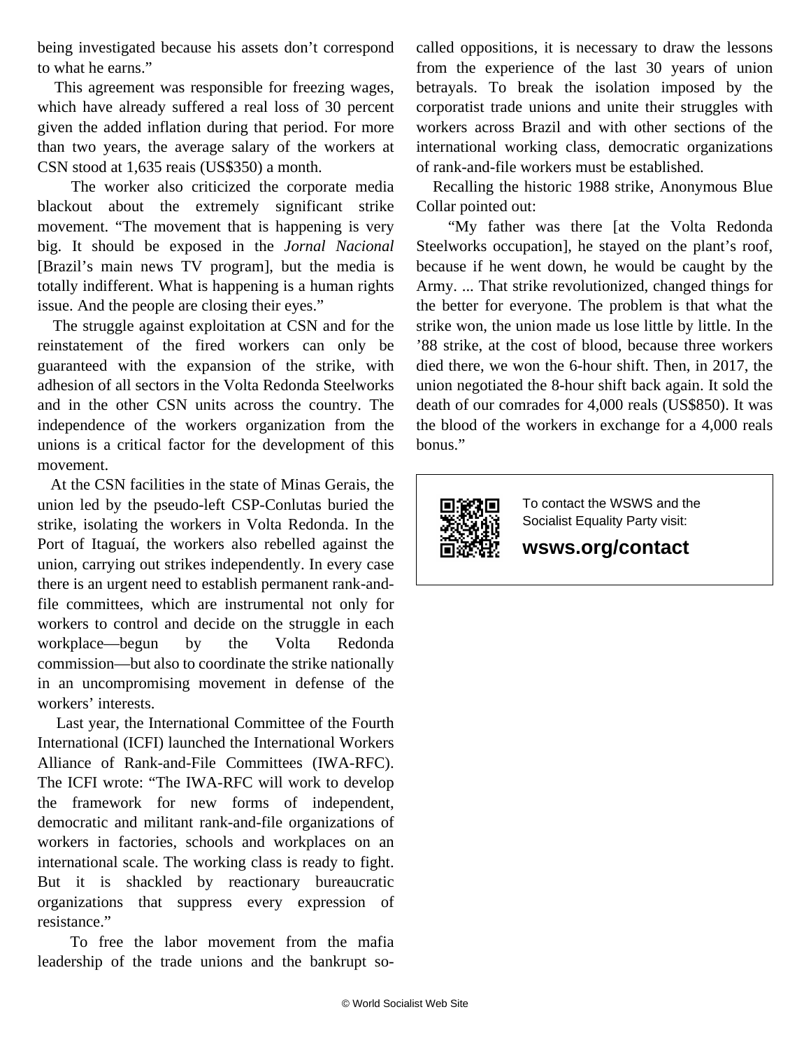being investigated because his assets don't correspond to what he earns."

This agreement was responsible for freezing wages, which have already suffered a real loss of 30 percent given the added inflation during that period. For more than two years, the average salary of the workers at CSN stood at 1,635 reais (US$350) a month.

The worker also criticized the corporate media blackout about the extremely significant strike movement. "The movement that is happening is very big. It should be exposed in the *Jornal Nacional* [Brazil's main news TV program], but the media is totally indifferent. What is happening is a human rights issue. And the people are closing their eyes."

The struggle against exploitation at CSN and for the reinstatement of the fired workers can only be guaranteed with the expansion of the strike, with adhesion of all sectors in the Volta Redonda Steelworks and in the other CSN units across the country. The independence of the workers organization from the unions is a critical factor for the development of this movement.

At the CSN facilities in the state of Minas Gerais, the union led by the pseudo-left CSP-Conlutas buried the strike, isolating the workers in Volta Redonda. In the Port of Itaguaí, the workers also rebelled against the union, carrying out strikes independently. In every case there is an urgent need to establish permanent rank-and-file committees, which are instrumental not only for workers to control and decide on the struggle in each workplace—begun by the Volta Redonda commission—but also to coordinate the strike nationally in an uncompromising movement in defense of the workers' interests.

Last year, the International Committee of the Fourth International (ICFI) launched the International Workers Alliance of Rank-and-File Committees (IWA-RFC). The ICFI wrote: "The IWA-RFC will work to develop the framework for new forms of independent, democratic and militant rank-and-file organizations of workers in factories, schools and workplaces on an international scale. The working class is ready to fight. But it is shackled by reactionary bureaucratic organizations that suppress every expression of resistance."

To free the labor movement from the mafia leadership of the trade unions and the bankrupt so-called oppositions, it is necessary to draw the lessons from the experience of the last 30 years of union betrayals. To break the isolation imposed by the corporatist trade unions and unite their struggles with workers across Brazil and with other sections of the international working class, democratic organizations of rank-and-file workers must be established.

Recalling the historic 1988 strike, Anonymous Blue Collar pointed out:

"My father was there [at the Volta Redonda Steelworks occupation], he stayed on the plant's roof, because if he went down, he would be caught by the Army. ... That strike revolutionized, changed things for the better for everyone. The problem is that what the strike won, the union made us lose little by little. In the '88 strike, at the cost of blood, because three workers died there, we won the 6-hour shift. Then, in 2017, the union negotiated the 8-hour shift back again. It sold the death of our comrades for 4,000 reals (US$850). It was the blood of the workers in exchange for a 4,000 reals bonus."

To contact the WSWS and the Socialist Equality Party visit:

**wsws.org/contact**